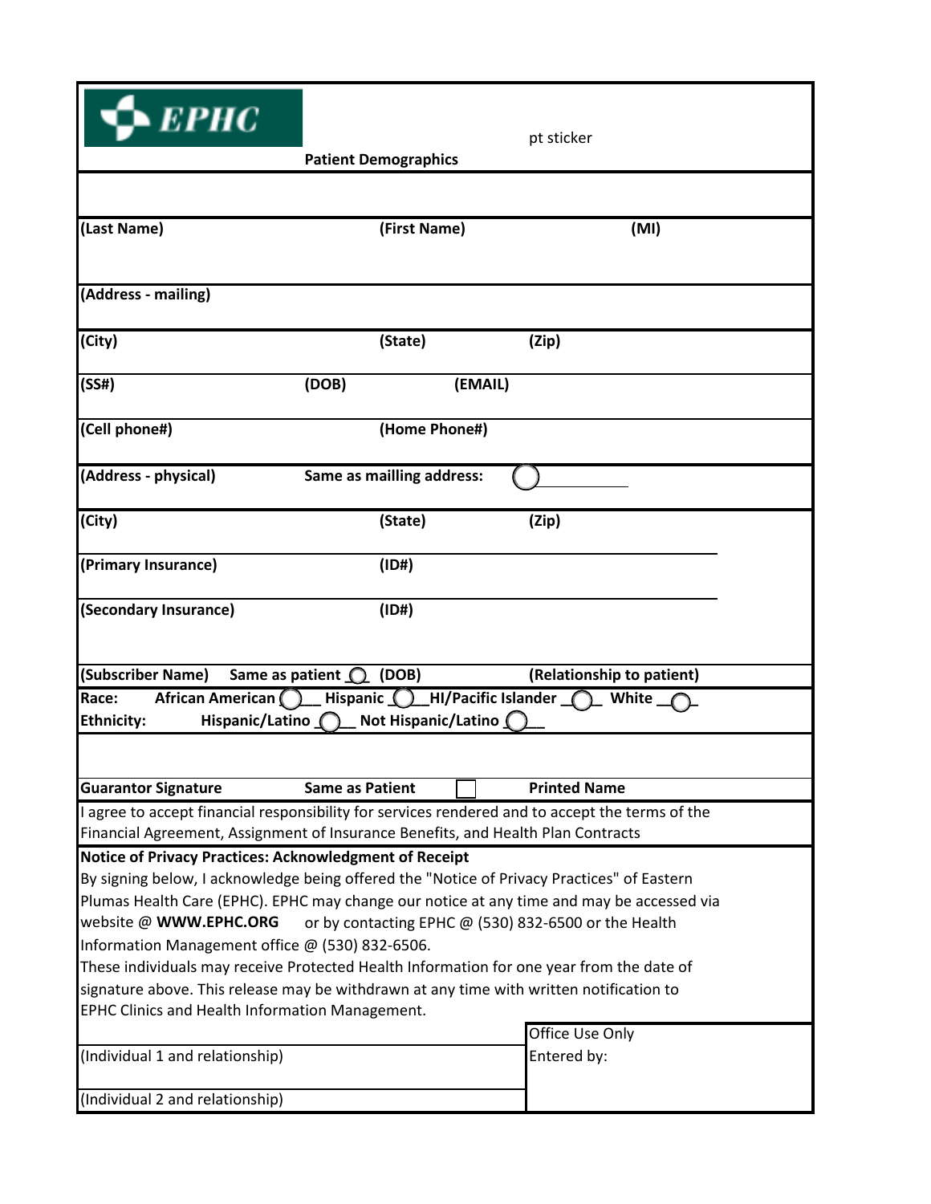EPHC

**Patient Demographics**

pt sticker

**(Last Name)** **(First Name)** **(MI)**

**(Address - mailing)**

**(City)** **(State)** **(Zip)**

**(SS#)** **(DOB)** **(EMAIL)**

**(Cell phone#)** **(Home Phone#)**

**(Address - physical)** **Same as mailling address:** ◯

**(City)** **(State)** **(Zip)**

**(Primary Insurance)** **(ID#)**

**(Secondary Insurance)** **(ID#)**

**(Subscriber Name)** **Same as patient** ◯ **(DOB)** **(Relationship to patient)**

**Race:** **African American** ◯ **Hispanic** ◯ **HI/Pacific Islander** ◯ **White** ◯

**Ethnicity:** **Hispanic/Latino** ◯ **Not Hispanic/Latino** ◯

**Guarantor Signature** **Same as Patient** ☐ **Printed Name**

I agree to accept financial responsibility for services rendered and to accept the terms of the Financial Agreement, Assignment of Insurance Benefits, and Health Plan Contracts

**Notice of Privacy Practices: Acknowledgment of Receipt**

By signing below, I acknowledge being offered the "Notice of Privacy Practices" of Eastern Plumas Health Care (EPHC). EPHC may change our notice at any time and may be accessed via website @ **WWW.EPHC.ORG** or by contacting EPHC @ (530) 832-6500 or the Health Information Management office @ (530) 832-6506.

These individuals may receive Protected Health Information for one year from the date of signature above. This release may be withdrawn at any time with written notification to EPHC Clinics and Health Information Management.

(Individual 1 and relationship)

(Individual 2 and relationship)

Office Use Only

Entered by: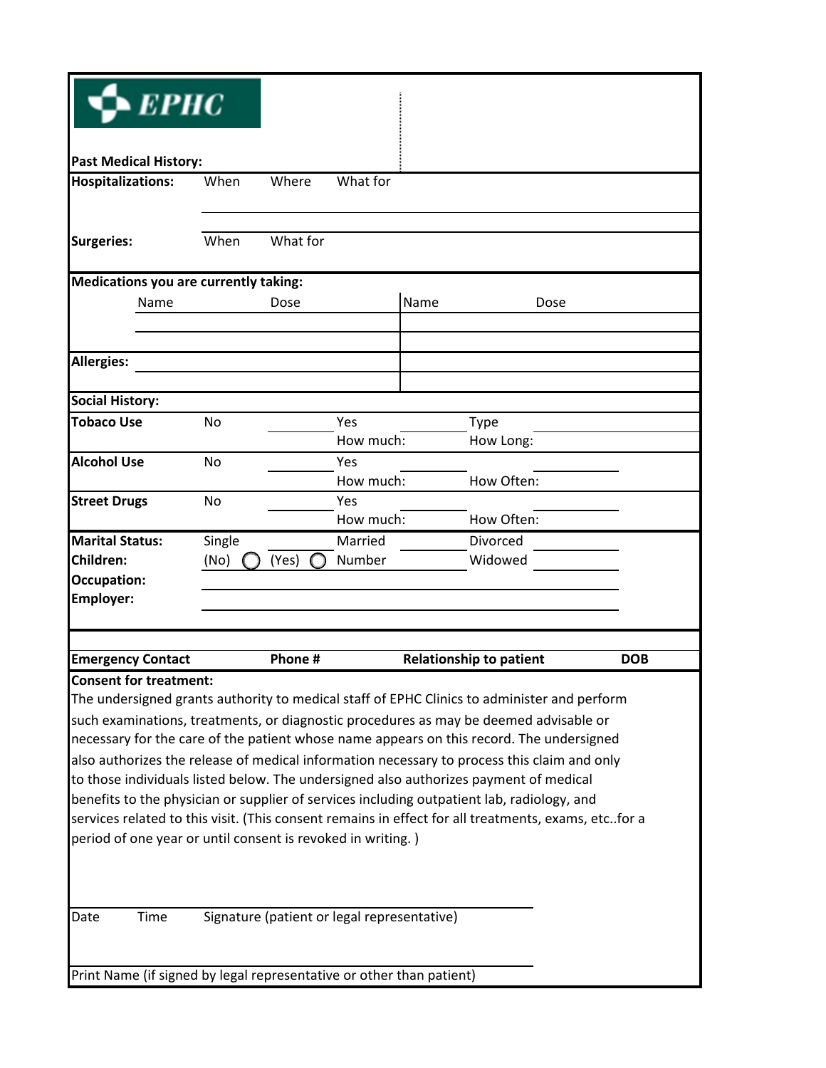EPHC

**Past Medical History:**

| **Hospitalizations:** | When | Where | What for |
|---|---|---|---|
| | | | |
| **Surgeries:** | When | What for | |
| | | | |

**Medications you are currently taking:**

| Name | Dose | Name | Dose |
|---|---|---|---|
| | | | |
| | | | |

**Allergies:**

**Social History:**

| | | | | | |
|---|---|---|---|---|---|
| **Tobacco Use** | No | Yes | | Type | |
| | | How much: | | How Long: | |
| **Alcohol Use** | No | Yes | | | |
| | | How much: | | How Often: | |
| **Street Drugs** | No | Yes | | | |
| | | How much: | | How Often: | |

| | | | | | |
|---|---|---|---|---|---|
| **Marital Status:** | Single | | Married | Divorced | |
| **Children:** | (No) ◯ | (Yes) ◯ | Number | Widowed | |
| **Occupation:** | | | | | |
| **Employer:** | | | | | |

| **Emergency Contact** | **Phone #** | **Relationship to patient** | **DOB** |
|---|---|---|---|
| | | | |

**Consent for treatment:**

The undersigned grants authority to medical staff of EPHC Clinics to administer and perform such examinations, treatments, or diagnostic procedures as may be deemed advisable or necessary for the care of the patient whose name appears on this record. The undersigned also authorizes the release of medical information necessary to process this claim and only to those individuals listed below. The undersigned also authorizes payment of medical benefits to the physician or supplier of services including outpatient lab, radiology, and services related to this visit. (This consent remains in effect for all treatments, exams, etc..for a period of one year or until consent is revoked in writing. )

Date Time Signature (patient or legal representative)

Print Name (if signed by legal representative or other than patient)